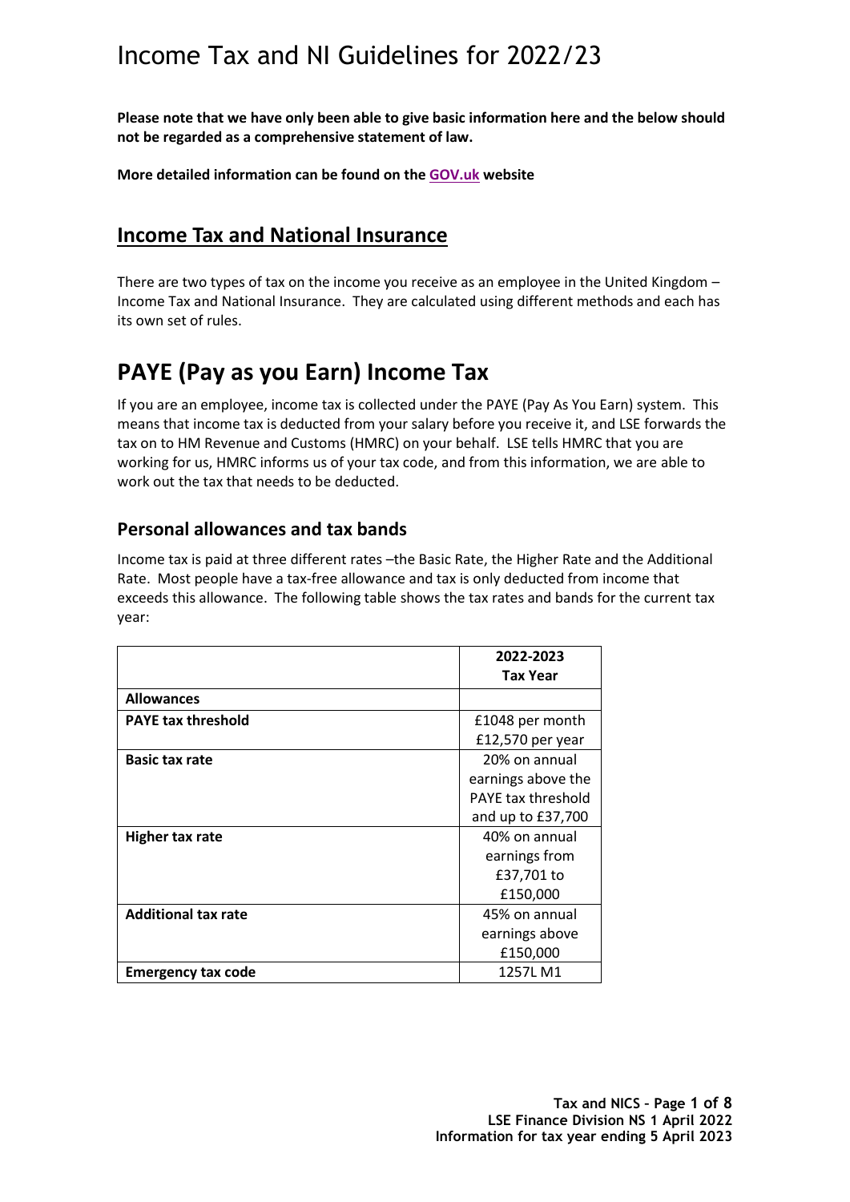# Income Tax and NI Guidelines for 2022/23

**Please note that we have only been able to give basic information here and the below should not be regarded as a comprehensive statement of law.**

**More detailed information can be found on the GOV.uk website**

## Income Tax and National Insurance

There are two types of tax on the income you receive as an employee in the United Kingdom – Income Tax and National Insurance. They are calculated using different methods and each has its own set of rules.

# PAYE (Pay as you Earn) Income Tax

If you are an employee, income tax is collected under the PAYE (Pay As You Earn) system. This means that income tax is deducted from your salary before you receive it, and LSE forwards the tax on to HM Revenue and Customs (HMRC) on your behalf. LSE tells HMRC that you are working for us, HMRC informs us of your tax code, and from this information, we are able to work out the tax that needs to be deducted.

### Personal allowances and tax bands

Income tax is paid at three different rates –the Basic Rate, the Higher Rate and the Additional Rate. Most people have a tax-free allowance and tax is only deducted from income that exceeds this allowance. The following table shows the tax rates and bands for the current tax year:

| | **2022-2023 Tax Year** |
|---|---|
| **Allowances** | |
| **PAYE tax threshold** | £1048 per month £12,570 per year |
| **Basic tax rate** | 20% on annual earnings above the PAYE tax threshold and up to £37,700 |
| **Higher tax rate** | 40% on annual earnings from £37,701 to £150,000 |
| **Additional tax rate** | 45% on annual earnings above £150,000 |
| **Emergency tax code** | 1257L M1 |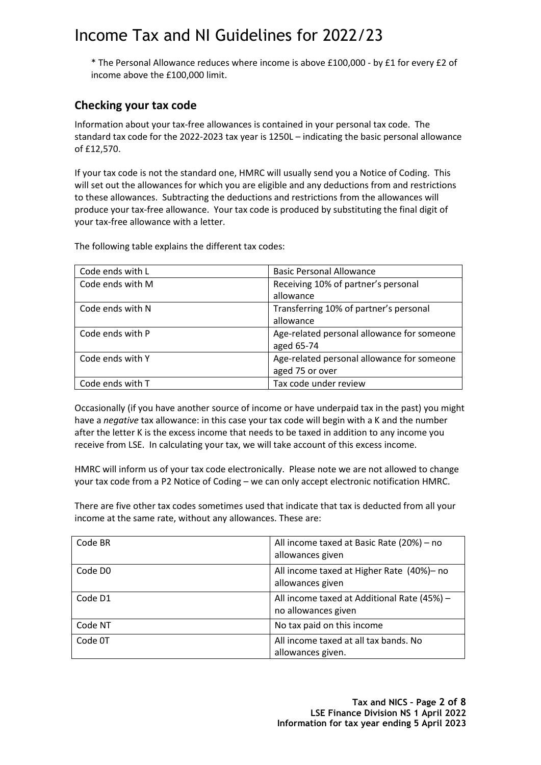\* The Personal Allowance reduces where income is above £100,000 - by £1 for every £2 of income above the £100,000 limit.

## Checking your tax code

Information about your tax-free allowances is contained in your personal tax code. The standard tax code for the 2022-2023 tax year is 1250L – indicating the basic personal allowance of £12,570.

If your tax code is not the standard one, HMRC will usually send you a Notice of Coding. This will set out the allowances for which you are eligible and any deductions from and restrictions to these allowances. Subtracting the deductions and restrictions from the allowances will produce your tax-free allowance. Your tax code is produced by substituting the final digit of your tax-free allowance with a letter.

The following table explains the different tax codes:

| | |
|---|---|
| Code ends with L | Basic Personal Allowance |
| Code ends with M | Receiving 10% of partner's personal allowance |
| Code ends with N | Transferring 10% of partner's personal allowance |
| Code ends with P | Age-related personal allowance for someone aged 65-74 |
| Code ends with Y | Age-related personal allowance for someone aged 75 or over |
| Code ends with T | Tax code under review |

Occasionally (if you have another source of income or have underpaid tax in the past) you might have a *negative* tax allowance: in this case your tax code will begin with a K and the number after the letter K is the excess income that needs to be taxed in addition to any income you receive from LSE. In calculating your tax, we will take account of this excess income.

HMRC will inform us of your tax code electronically. Please note we are not allowed to change your tax code from a P2 Notice of Coding – we can only accept electronic notification HMRC.

There are five other tax codes sometimes used that indicate that tax is deducted from all your income at the same rate, without any allowances. These are:

| | |
|---|---|
| Code BR | All income taxed at Basic Rate (20%) – no allowances given |
| Code D0 | All income taxed at Higher Rate (40%)– no allowances given |
| Code D1 | All income taxed at Additional Rate (45%) – no allowances given |
| Code NT | No tax paid on this income |
| Code 0T | All income taxed at all tax bands. No allowances given. |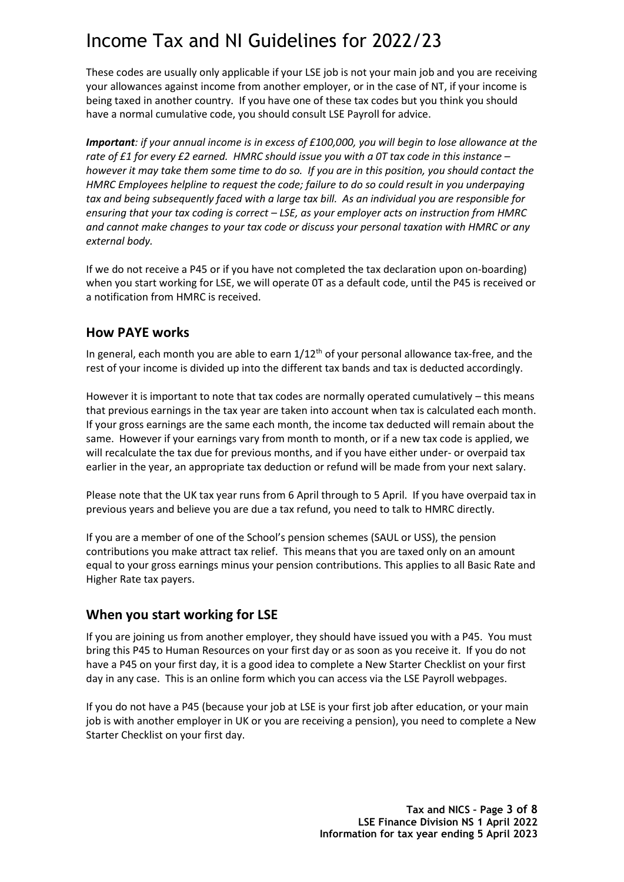# Income Tax and NI Guidelines for 2022/23

These codes are usually only applicable if your LSE job is not your main job and you are receiving your allowances against income from another employer, or in the case of NT, if your income is being taxed in another country. If you have one of these tax codes but you think you should have a normal cumulative code, you should consult LSE Payroll for advice.

***Important**: if your annual income is in excess of £100,000, you will begin to lose allowance at the rate of £1 for every £2 earned. HMRC should issue you with a 0T tax code in this instance – however it may take them some time to do so. If you are in this position, you should contact the HMRC Employees helpline to request the code; failure to do so could result in you underpaying tax and being subsequently faced with a large tax bill. As an individual you are responsible for ensuring that your tax coding is correct – LSE, as your employer acts on instruction from HMRC and cannot make changes to your tax code or discuss your personal taxation with HMRC or any external body.*

If we do not receive a P45 or if you have not completed the tax declaration upon on-boarding) when you start working for LSE, we will operate 0T as a default code, until the P45 is received or a notification from HMRC is received.

## How PAYE works

In general, each month you are able to earn 1/12th of your personal allowance tax-free, and the rest of your income is divided up into the different tax bands and tax is deducted accordingly.

However it is important to note that tax codes are normally operated cumulatively – this means that previous earnings in the tax year are taken into account when tax is calculated each month. If your gross earnings are the same each month, the income tax deducted will remain about the same. However if your earnings vary from month to month, or if a new tax code is applied, we will recalculate the tax due for previous months, and if you have either under- or overpaid tax earlier in the year, an appropriate tax deduction or refund will be made from your next salary.

Please note that the UK tax year runs from 6 April through to 5 April. If you have overpaid tax in previous years and believe you are due a tax refund, you need to talk to HMRC directly.

If you are a member of one of the School's pension schemes (SAUL or USS), the pension contributions you make attract tax relief. This means that you are taxed only on an amount equal to your gross earnings minus your pension contributions. This applies to all Basic Rate and Higher Rate tax payers.

## When you start working for LSE

If you are joining us from another employer, they should have issued you with a P45. You must bring this P45 to Human Resources on your first day or as soon as you receive it. If you do not have a P45 on your first day, it is a good idea to complete a New Starter Checklist on your first day in any case. This is an online form which you can access via the LSE Payroll webpages.

If you do not have a P45 (because your job at LSE is your first job after education, or your main job is with another employer in UK or you are receiving a pension), you need to complete a New Starter Checklist on your first day.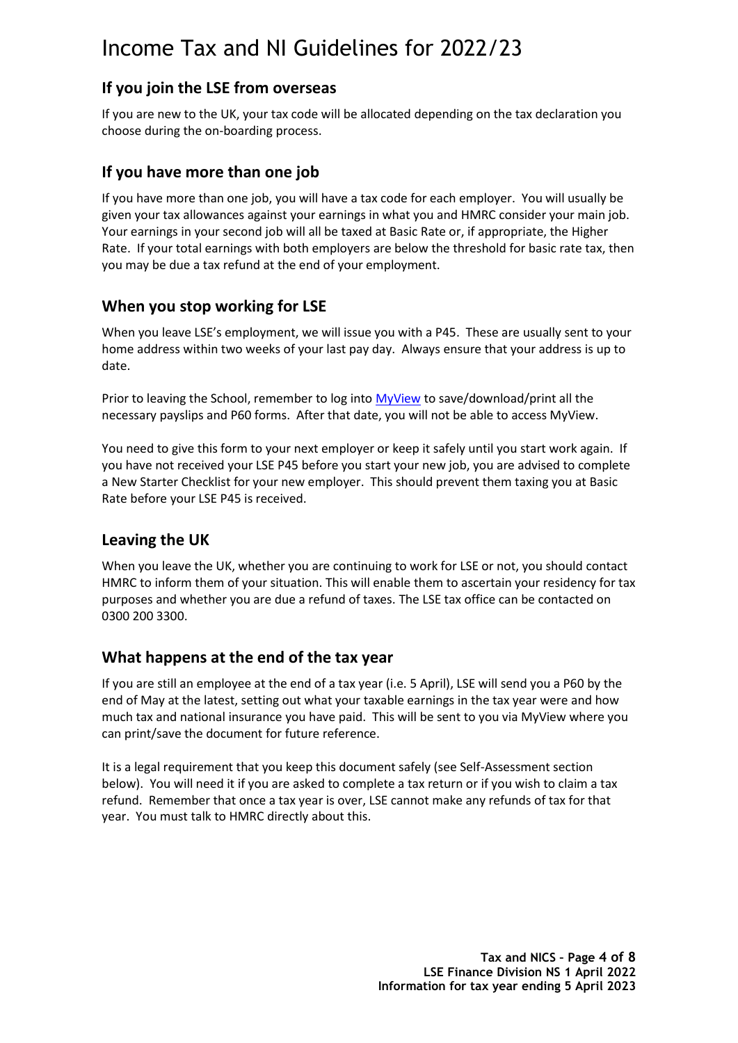# Income Tax and NI Guidelines for 2022/23

## If you join the LSE from overseas

If you are new to the UK, your tax code will be allocated depending on the tax declaration you choose during the on-boarding process.

## If you have more than one job

If you have more than one job, you will have a tax code for each employer. You will usually be given your tax allowances against your earnings in what you and HMRC consider your main job. Your earnings in your second job will all be taxed at Basic Rate or, if appropriate, the Higher Rate. If your total earnings with both employers are below the threshold for basic rate tax, then you may be due a tax refund at the end of your employment.

## When you stop working for LSE

When you leave LSE's employment, we will issue you with a P45. These are usually sent to your home address within two weeks of your last pay day. Always ensure that your address is up to date.

Prior to leaving the School, remember to log into MyView to save/download/print all the necessary payslips and P60 forms. After that date, you will not be able to access MyView.

You need to give this form to your next employer or keep it safely until you start work again. If you have not received your LSE P45 before you start your new job, you are advised to complete a New Starter Checklist for your new employer. This should prevent them taxing you at Basic Rate before your LSE P45 is received.

## Leaving the UK

When you leave the UK, whether you are continuing to work for LSE or not, you should contact HMRC to inform them of your situation. This will enable them to ascertain your residency for tax purposes and whether you are due a refund of taxes. The LSE tax office can be contacted on 0300 200 3300.

## What happens at the end of the tax year

If you are still an employee at the end of a tax year (i.e. 5 April), LSE will send you a P60 by the end of May at the latest, setting out what your taxable earnings in the tax year were and how much tax and national insurance you have paid. This will be sent to you via MyView where you can print/save the document for future reference.

It is a legal requirement that you keep this document safely (see Self-Assessment section below). You will need it if you are asked to complete a tax return or if you wish to claim a tax refund. Remember that once a tax year is over, LSE cannot make any refunds of tax for that year. You must talk to HMRC directly about this.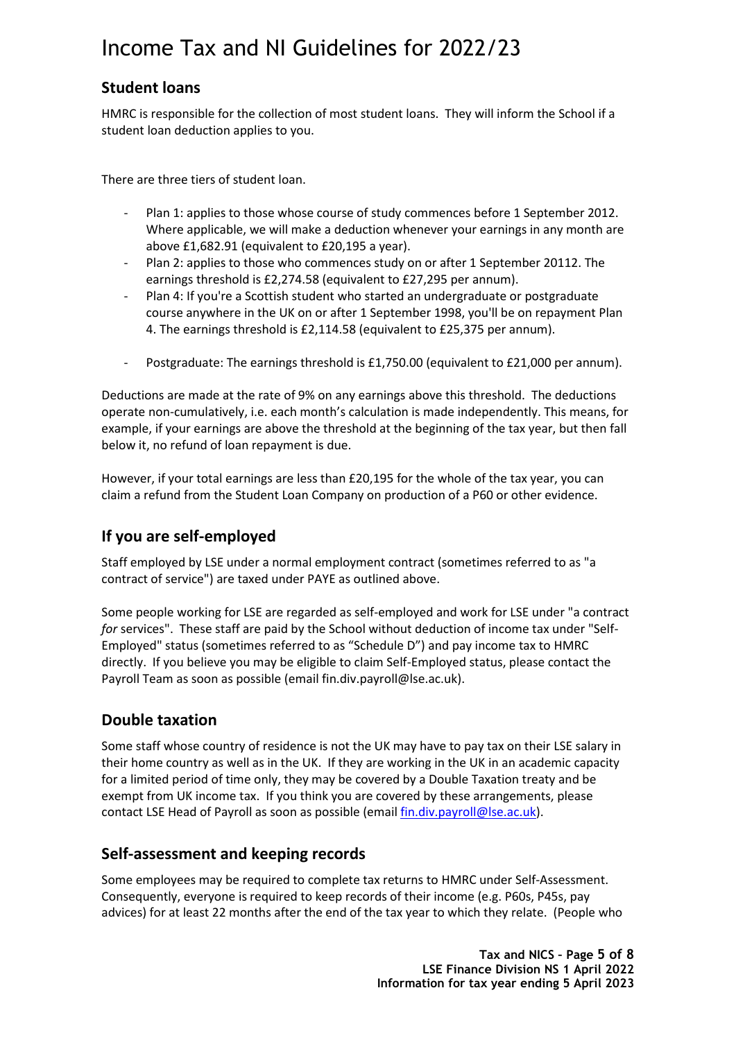# Income Tax and NI Guidelines for 2022/23

## Student loans

HMRC is responsible for the collection of most student loans. They will inform the School if a student loan deduction applies to you.

There are three tiers of student loan.

- Plan 1: applies to those whose course of study commences before 1 September 2012. Where applicable, we will make a deduction whenever your earnings in any month are above £1,682.91 (equivalent to £20,195 a year).
- Plan 2: applies to those who commences study on or after 1 September 20112. The earnings threshold is £2,274.58 (equivalent to £27,295 per annum).
- Plan 4: If you're a Scottish student who started an undergraduate or postgraduate course anywhere in the UK on or after 1 September 1998, you'll be on repayment Plan 4. The earnings threshold is £2,114.58 (equivalent to £25,375 per annum).
- Postgraduate: The earnings threshold is £1,750.00 (equivalent to £21,000 per annum).

Deductions are made at the rate of 9% on any earnings above this threshold. The deductions operate non-cumulatively, i.e. each month's calculation is made independently. This means, for example, if your earnings are above the threshold at the beginning of the tax year, but then fall below it, no refund of loan repayment is due.

However, if your total earnings are less than £20,195 for the whole of the tax year, you can claim a refund from the Student Loan Company on production of a P60 or other evidence.

## If you are self-employed

Staff employed by LSE under a normal employment contract (sometimes referred to as "a contract of service") are taxed under PAYE as outlined above.

Some people working for LSE are regarded as self-employed and work for LSE under "a contract *for* services". These staff are paid by the School without deduction of income tax under "Self-Employed" status (sometimes referred to as "Schedule D") and pay income tax to HMRC directly. If you believe you may be eligible to claim Self-Employed status, please contact the Payroll Team as soon as possible (email fin.div.payroll@lse.ac.uk).

## Double taxation

Some staff whose country of residence is not the UK may have to pay tax on their LSE salary in their home country as well as in the UK. If they are working in the UK in an academic capacity for a limited period of time only, they may be covered by a Double Taxation treaty and be exempt from UK income tax. If you think you are covered by these arrangements, please contact LSE Head of Payroll as soon as possible (email fin.div.payroll@lse.ac.uk).

## Self-assessment and keeping records

Some employees may be required to complete tax returns to HMRC under Self-Assessment. Consequently, everyone is required to keep records of their income (e.g. P60s, P45s, pay advices) for at least 22 months after the end of the tax year to which they relate. (People who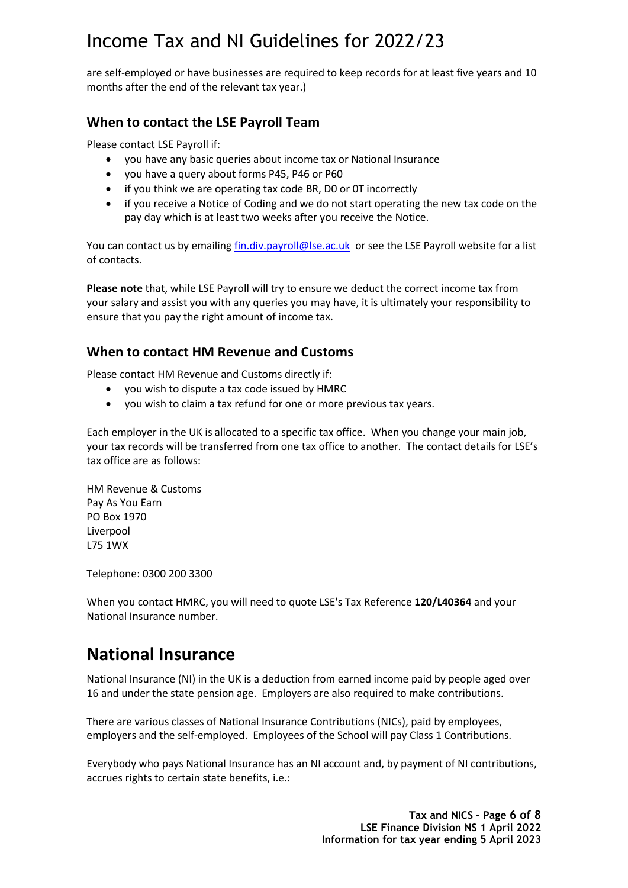are self-employed or have businesses are required to keep records for at least five years and 10 months after the end of the relevant tax year.)

### When to contact the LSE Payroll Team

Please contact LSE Payroll if:

- you have any basic queries about income tax or National Insurance
- you have a query about forms P45, P46 or P60
- if you think we are operating tax code BR, D0 or 0T incorrectly
- if you receive a Notice of Coding and we do not start operating the new tax code on the pay day which is at least two weeks after you receive the Notice.

You can contact us by emailing fin.div.payroll@lse.ac.uk or see the LSE Payroll website for a list of contacts.

**Please note** that, while LSE Payroll will try to ensure we deduct the correct income tax from your salary and assist you with any queries you may have, it is ultimately your responsibility to ensure that you pay the right amount of income tax.

### When to contact HM Revenue and Customs

Please contact HM Revenue and Customs directly if:

- you wish to dispute a tax code issued by HMRC
- you wish to claim a tax refund for one or more previous tax years.

Each employer in the UK is allocated to a specific tax office. When you change your main job, your tax records will be transferred from one tax office to another. The contact details for LSE's tax office are as follows:

HM Revenue & Customs
Pay As You Earn
PO Box 1970
Liverpool
L75 1WX

Telephone: 0300 200 3300

When you contact HMRC, you will need to quote LSE's Tax Reference **120/L40364** and your National Insurance number.

## National Insurance

National Insurance (NI) in the UK is a deduction from earned income paid by people aged over 16 and under the state pension age. Employers are also required to make contributions.

There are various classes of National Insurance Contributions (NICs), paid by employees, employers and the self-employed. Employees of the School will pay Class 1 Contributions.

Everybody who pays National Insurance has an NI account and, by payment of NI contributions, accrues rights to certain state benefits, i.e.: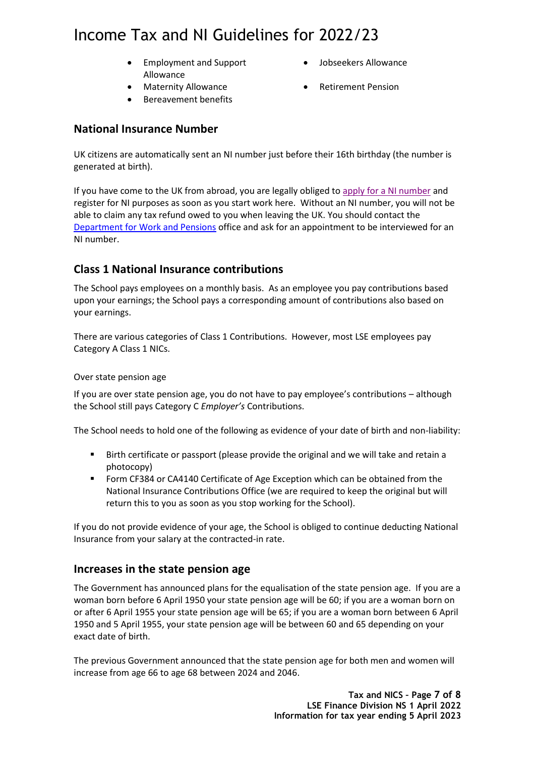- Employment and Support Allowance
- Jobseekers Allowance
- Maternity Allowance
- Retirement Pension
- Bereavement benefits

## National Insurance Number

UK citizens are automatically sent an NI number just before their 16th birthday (the number is generated at birth).

If you have come to the UK from abroad, you are legally obliged to apply for a NI number and register for NI purposes as soon as you start work here. Without an NI number, you will not be able to claim any tax refund owed to you when leaving the UK. You should contact the Department for Work and Pensions office and ask for an appointment to be interviewed for an NI number.

## Class 1 National Insurance contributions

The School pays employees on a monthly basis. As an employee you pay contributions based upon your earnings; the School pays a corresponding amount of contributions also based on your earnings.

There are various categories of Class 1 Contributions. However, most LSE employees pay Category A Class 1 NICs.

Over state pension age

If you are over state pension age, you do not have to pay employee's contributions – although the School still pays Category C *Employer's* Contributions.

The School needs to hold one of the following as evidence of your date of birth and non-liability:

- Birth certificate or passport (please provide the original and we will take and retain a photocopy)
- Form CF384 or CA4140 Certificate of Age Exception which can be obtained from the National Insurance Contributions Office (we are required to keep the original but will return this to you as soon as you stop working for the School).

If you do not provide evidence of your age, the School is obliged to continue deducting National Insurance from your salary at the contracted-in rate.

## Increases in the state pension age

The Government has announced plans for the equalisation of the state pension age. If you are a woman born before 6 April 1950 your state pension age will be 60; if you are a woman born on or after 6 April 1955 your state pension age will be 65; if you are a woman born between 6 April 1950 and 5 April 1955, your state pension age will be between 60 and 65 depending on your exact date of birth.

The previous Government announced that the state pension age for both men and women will increase from age 66 to age 68 between 2024 and 2046.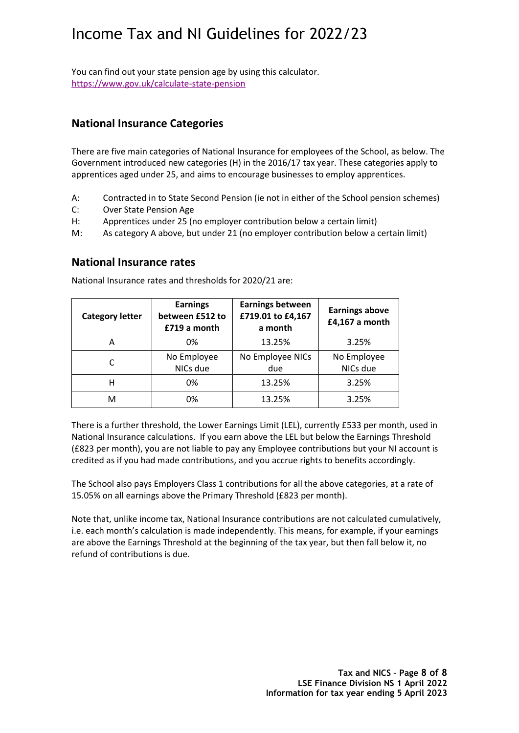# Income Tax and NI Guidelines for 2022/23

You can find out your state pension age by using this calculator.
https://www.gov.uk/calculate-state-pension

## National Insurance Categories

There are five main categories of National Insurance for employees of the School, as below. The Government introduced new categories (H) in the 2016/17 tax year. These categories apply to apprentices aged under 25, and aims to encourage businesses to employ apprentices.

A: Contracted in to State Second Pension (ie not in either of the School pension schemes)
C: Over State Pension Age
H: Apprentices under 25 (no employer contribution below a certain limit)
M: As category A above, but under 21 (no employer contribution below a certain limit)

## National Insurance rates

National Insurance rates and thresholds for 2020/21 are:

| Category letter | Earnings between £512 to £719 a month | Earnings between £719.01 to £4,167 a month | Earnings above £4,167 a month |
|---|---|---|---|
| A | 0% | 13.25% | 3.25% |
| C | No Employee NICs due | No Employee NICs due | No Employee NICs due |
| H | 0% | 13.25% | 3.25% |
| M | 0% | 13.25% | 3.25% |

There is a further threshold, the Lower Earnings Limit (LEL), currently £533 per month, used in National Insurance calculations. If you earn above the LEL but below the Earnings Threshold (£823 per month), you are not liable to pay any Employee contributions but your NI account is credited as if you had made contributions, and you accrue rights to benefits accordingly.

The School also pays Employers Class 1 contributions for all the above categories, at a rate of 15.05% on all earnings above the Primary Threshold (£823 per month).

Note that, unlike income tax, National Insurance contributions are not calculated cumulatively, i.e. each month's calculation is made independently. This means, for example, if your earnings are above the Earnings Threshold at the beginning of the tax year, but then fall below it, no refund of contributions is due.